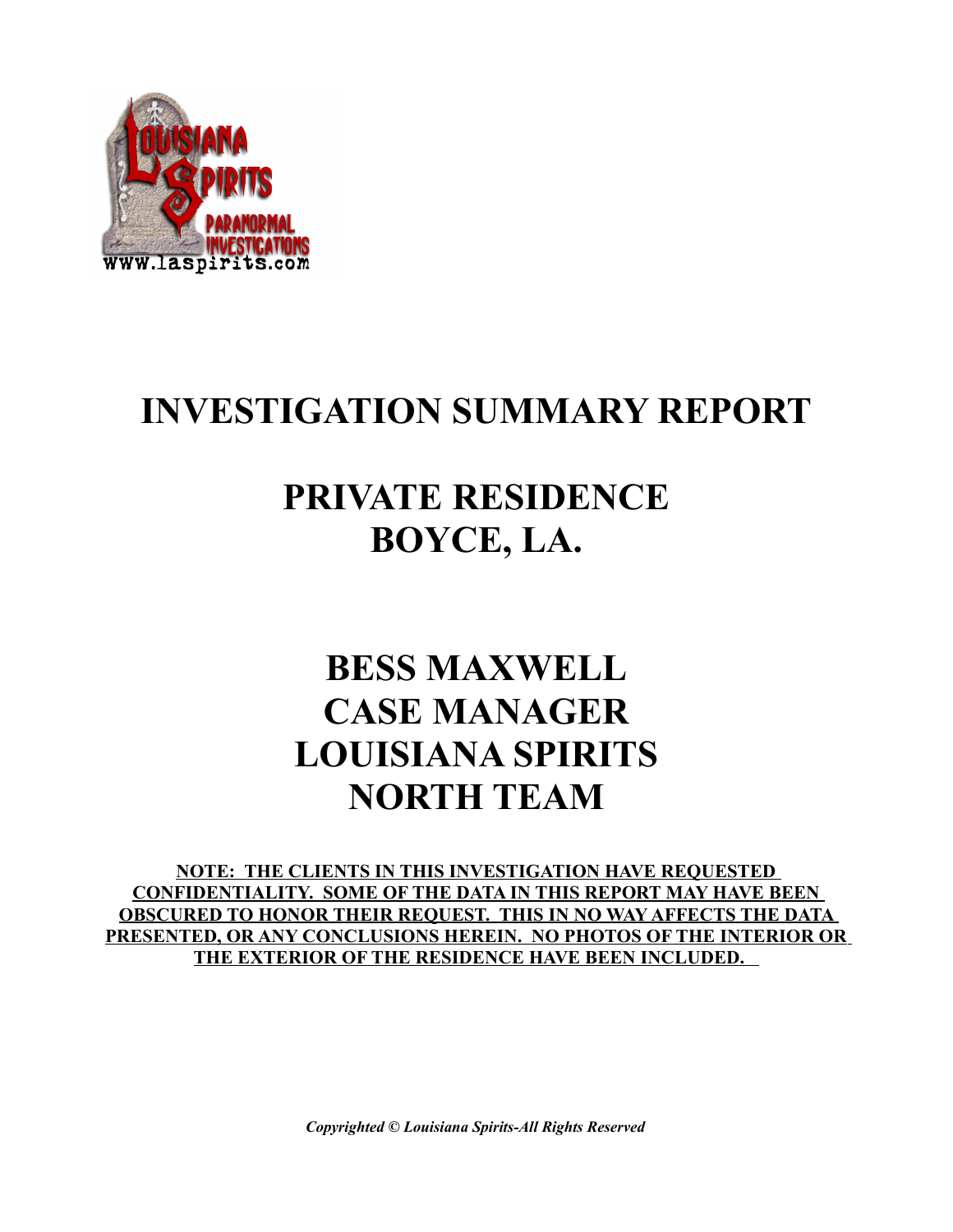# INVESTIGATION SUMMARY REPORT

# PRIVATE RESIDENCE
# BOYCE, LA.

## BESS MAXWELL
## CASE MANAGER
## LOUISIANA SPIRITS
## NORTH TEAM

**NOTE: THE CLIENTS IN THIS INVESTIGATION HAVE REQUESTED CONFIDENTIALITY. SOME OF THE DATA IN THIS REPORT MAY HAVE BEEN OBSCURED TO HONOR THEIR REQUEST. THIS IN NO WAY AFFECTS THE DATA PRESENTED, OR ANY CONCLUSIONS HEREIN. NO PHOTOS OF THE INTERIOR OR THE EXTERIOR OF THE RESIDENCE HAVE BEEN INCLUDED.**

***Copyrighted © Louisiana Spirits-All Rights Reserved***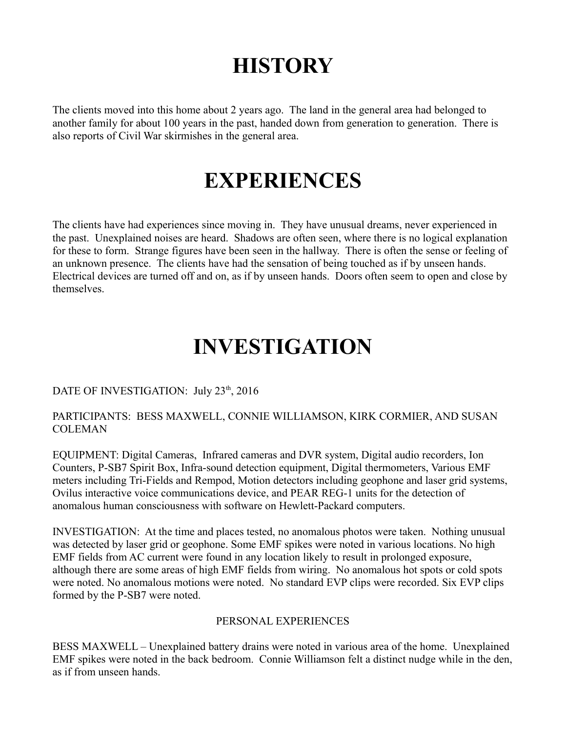# HISTORY

The clients moved into this home about 2 years ago. The land in the general area had belonged to another family for about 100 years in the past, handed down from generation to generation. There is also reports of Civil War skirmishes in the general area.

# EXPERIENCES

The clients have had experiences since moving in. They have unusual dreams, never experienced in the past. Unexplained noises are heard. Shadows are often seen, where there is no logical explanation for these to form. Strange figures have been seen in the hallway. There is often the sense or feeling of an unknown presence. The clients have had the sensation of being touched as if by unseen hands. Electrical devices are turned off and on, as if by unseen hands. Doors often seem to open and close by themselves.

# INVESTIGATION

DATE OF INVESTIGATION: July 23th, 2016

PARTICIPANTS: BESS MAXWELL, CONNIE WILLIAMSON, KIRK CORMIER, AND SUSAN COLEMAN

EQUIPMENT: Digital Cameras, Infrared cameras and DVR system, Digital audio recorders, Ion Counters, P-SB7 Spirit Box, Infra-sound detection equipment, Digital thermometers, Various EMF meters including Tri-Fields and Rempod, Motion detectors including geophone and laser grid systems, Ovilus interactive voice communications device, and PEAR REG-1 units for the detection of anomalous human consciousness with software on Hewlett-Packard computers.

INVESTIGATION: At the time and places tested, no anomalous photos were taken. Nothing unusual was detected by laser grid or geophone. Some EMF spikes were noted in various locations. No high EMF fields from AC current were found in any location likely to result in prolonged exposure, although there are some areas of high EMF fields from wiring. No anomalous hot spots or cold spots were noted. No anomalous motions were noted. No standard EVP clips were recorded. Six EVP clips formed by the P-SB7 were noted.

PERSONAL EXPERIENCES

BESS MAXWELL – Unexplained battery drains were noted in various area of the home. Unexplained EMF spikes were noted in the back bedroom. Connie Williamson felt a distinct nudge while in the den, as if from unseen hands.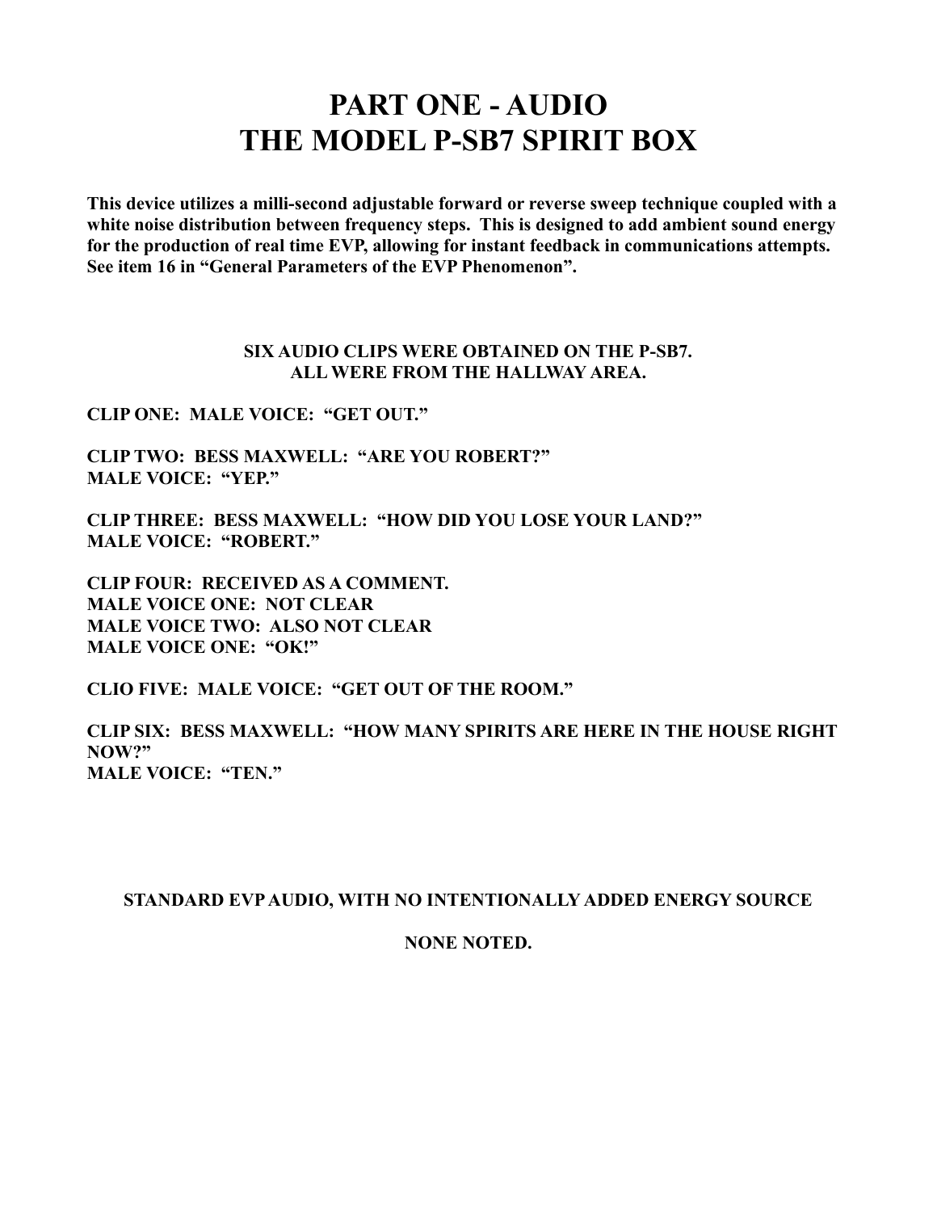# PART ONE - AUDIO
# THE MODEL P-SB7 SPIRIT BOX

**This device utilizes a milli-second adjustable forward or reverse sweep technique coupled with a white noise distribution between frequency steps. This is designed to add ambient sound energy for the production of real time EVP, allowing for instant feedback in communications attempts. See item 16 in "General Parameters of the EVP Phenomenon".**

**SIX AUDIO CLIPS WERE OBTAINED ON THE P-SB7.**
**ALL WERE FROM THE HALLWAY AREA.**

**CLIP ONE: MALE VOICE: "GET OUT."**

**CLIP TWO: BESS MAXWELL: "ARE YOU ROBERT?"**
**MALE VOICE: "YEP."**

**CLIP THREE: BESS MAXWELL: "HOW DID YOU LOSE YOUR LAND?"**
**MALE VOICE: "ROBERT."**

**CLIP FOUR: RECEIVED AS A COMMENT.**
**MALE VOICE ONE: NOT CLEAR**
**MALE VOICE TWO: ALSO NOT CLEAR**
**MALE VOICE ONE: "OK!"**

**CLIO FIVE: MALE VOICE: "GET OUT OF THE ROOM."**

**CLIP SIX: BESS MAXWELL: "HOW MANY SPIRITS ARE HERE IN THE HOUSE RIGHT NOW?"**
**MALE VOICE: "TEN."**

**STANDARD EVP AUDIO, WITH NO INTENTIONALLY ADDED ENERGY SOURCE**

**NONE NOTED.**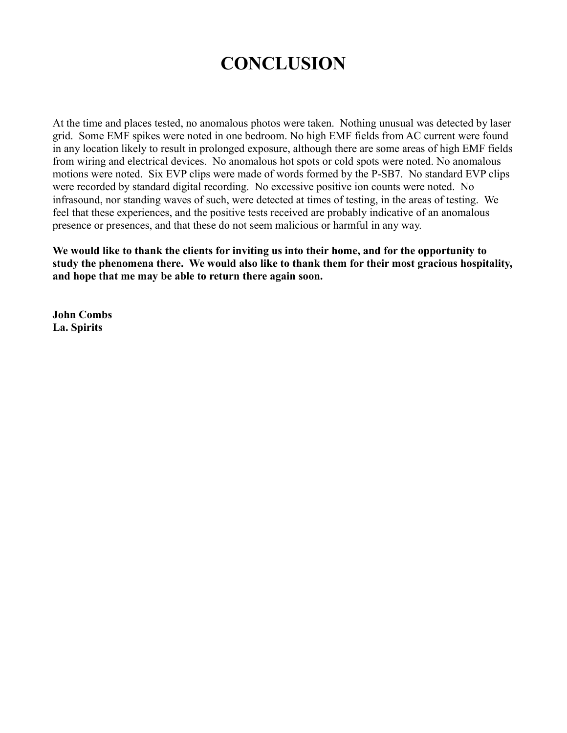# CONCLUSION

At the time and places tested, no anomalous photos were taken. Nothing unusual was detected by laser grid. Some EMF spikes were noted in one bedroom. No high EMF fields from AC current were found in any location likely to result in prolonged exposure, although there are some areas of high EMF fields from wiring and electrical devices. No anomalous hot spots or cold spots were noted. No anomalous motions were noted. Six EVP clips were made of words formed by the P-SB7. No standard EVP clips were recorded by standard digital recording. No excessive positive ion counts were noted. No infrasound, nor standing waves of such, were detected at times of testing, in the areas of testing. We feel that these experiences, and the positive tests received are probably indicative of an anomalous presence or presences, and that these do not seem malicious or harmful in any way.

**We would like to thank the clients for inviting us into their home, and for the opportunity to study the phenomena there. We would also like to thank them for their most gracious hospitality, and hope that me may be able to return there again soon.**

**John Combs**
**La. Spirits**